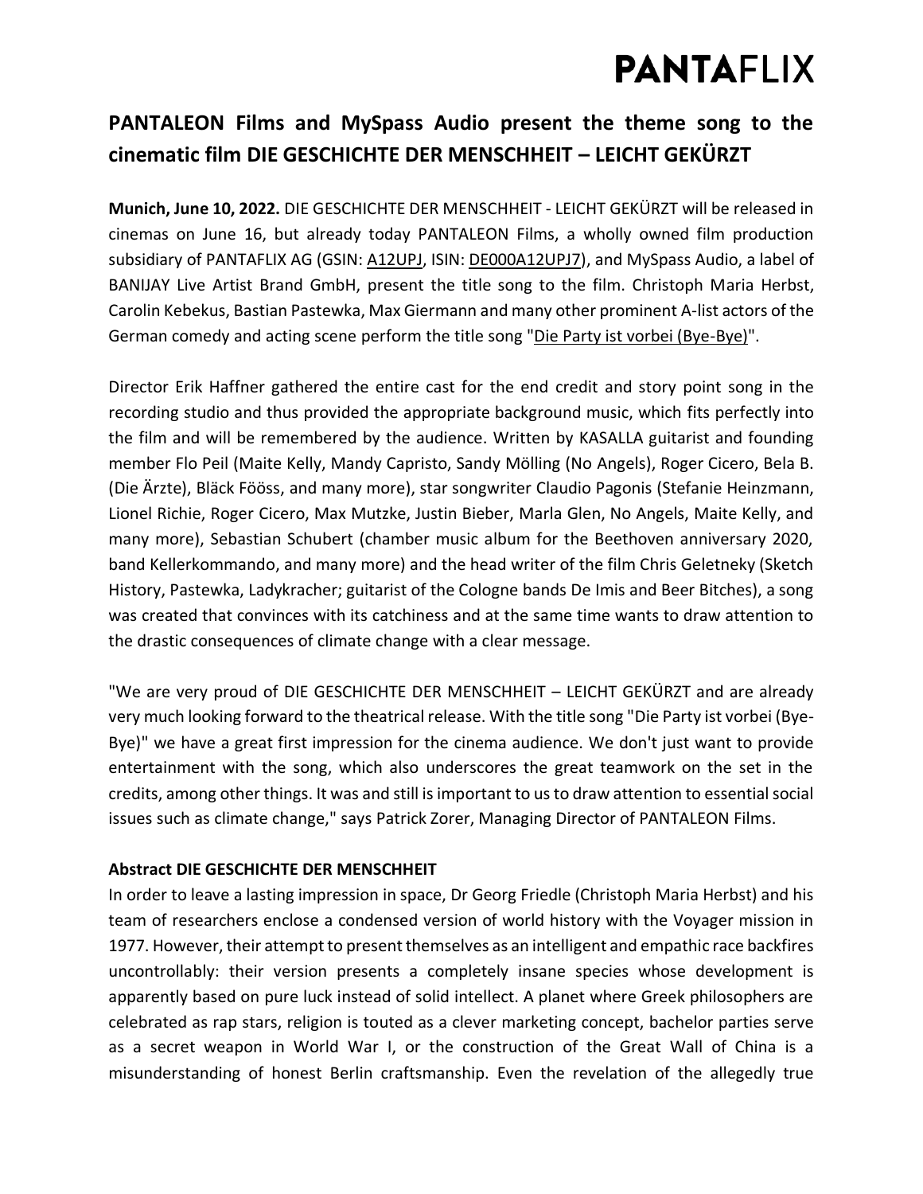# PANTAFLIX

## PANTALEON Films and MySpass Audio present the theme song to the cinematic film DIE GESCHICHTE DER MENSCHHEIT – LEICHT GEKÜRZT

**Munich, June 10, 2022.** DIE GESCHICHTE DER MENSCHHEIT - LEICHT GEKÜRZT will be released in cinemas on June 16, but already today PANTALEON Films, a wholly owned film production subsidiary of PANTAFLIX AG (GSIN: A12UPJ, ISIN: DE000A12UPJ7), and MySpass Audio, a label of BANIJAY Live Artist Brand GmbH, present the title song to the film. Christoph Maria Herbst, Carolin Kebekus, Bastian Pastewka, Max Giermann and many other prominent A-list actors of the German comedy and acting scene perform the title song "Die Party ist vorbei (Bye-Bye)".

Director Erik Haffner gathered the entire cast for the end credit and story point song in the recording studio and thus provided the appropriate background music, which fits perfectly into the film and will be remembered by the audience. Written by KASALLA guitarist and founding member Flo Peil (Maite Kelly, Mandy Capristo, Sandy Mölling (No Angels), Roger Cicero, Bela B. (Die Ärzte), Bläck Fööss, and many more), star songwriter Claudio Pagonis (Stefanie Heinzmann, Lionel Richie, Roger Cicero, Max Mutzke, Justin Bieber, Marla Glen, No Angels, Maite Kelly, and many more), Sebastian Schubert (chamber music album for the Beethoven anniversary 2020, band Kellerkommando, and many more) and the head writer of the film Chris Geletneky (Sketch History, Pastewka, Ladykracher; guitarist of the Cologne bands De Imis and Beer Bitches), a song was created that convinces with its catchiness and at the same time wants to draw attention to the drastic consequences of climate change with a clear message.

"We are very proud of DIE GESCHICHTE DER MENSCHHEIT – LEICHT GEKÜRZT and are already very much looking forward to the theatrical release. With the title song "Die Party ist vorbei (Bye-Bye)" we have a great first impression for the cinema audience. We don't just want to provide entertainment with the song, which also underscores the great teamwork on the set in the credits, among other things. It was and still is important to us to draw attention to essential social issues such as climate change," says Patrick Zorer, Managing Director of PANTALEON Films.

**Abstract DIE GESCHICHTE DER MENSCHHEIT**

In order to leave a lasting impression in space, Dr Georg Friedle (Christoph Maria Herbst) and his team of researchers enclose a condensed version of world history with the Voyager mission in 1977. However, their attempt to present themselves as an intelligent and empathic race backfires uncontrollably: their version presents a completely insane species whose development is apparently based on pure luck instead of solid intellect. A planet where Greek philosophers are celebrated as rap stars, religion is touted as a clever marketing concept, bachelor parties serve as a secret weapon in World War I, or the construction of the Great Wall of China is a misunderstanding of honest Berlin craftsmanship. Even the revelation of the allegedly true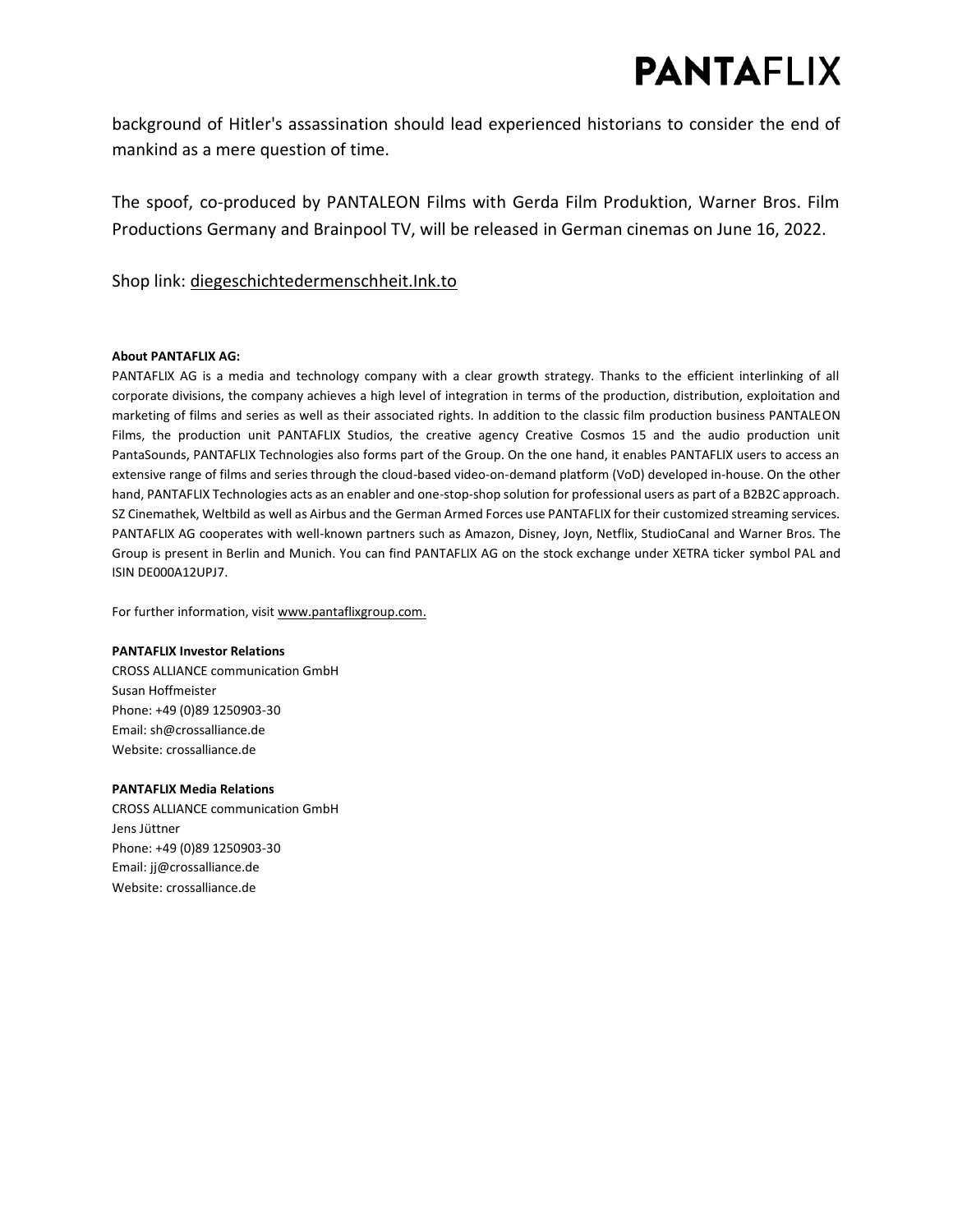background of Hitler's assassination should lead experienced historians to consider the end of mankind as a mere question of time.

The spoof, co-produced by PANTALEON Films with Gerda Film Produktion, Warner Bros. Film Productions Germany and Brainpool TV, will be released in German cinemas on June 16, 2022.

Shop link: diegeschichtedermenschheit.lnk.to

**About PANTAFLIX AG:**

PANTAFLIX AG is a media and technology company with a clear growth strategy. Thanks to the efficient interlinking of all corporate divisions, the company achieves a high level of integration in terms of the production, distribution, exploitation and marketing of films and series as well as their associated rights. In addition to the classic film production business PANTALEON Films, the production unit PANTAFLIX Studios, the creative agency Creative Cosmos 15 and the audio production unit PantaSounds, PANTAFLIX Technologies also forms part of the Group. On the one hand, it enables PANTAFLIX users to access an extensive range of films and series through the cloud-based video-on-demand platform (VoD) developed in-house. On the other hand, PANTAFLIX Technologies acts as an enabler and one-stop-shop solution for professional users as part of a B2B2C approach. SZ Cinemathek, Weltbild as well as Airbus and the German Armed Forces use PANTAFLIX for their customized streaming services. PANTAFLIX AG cooperates with well-known partners such as Amazon, Disney, Joyn, Netflix, StudioCanal and Warner Bros. The Group is present in Berlin and Munich. You can find PANTAFLIX AG on the stock exchange under XETRA ticker symbol PAL and ISIN DE000A12UPJ7.

For further information, visit www.pantaflixgroup.com.

**PANTAFLIX Investor Relations**

CROSS ALLIANCE communication GmbH
Susan Hoffmeister
Phone: +49 (0)89 1250903-30
Email: sh@crossalliance.de
Website: crossalliance.de

**PANTAFLIX Media Relations**

CROSS ALLIANCE communication GmbH
Jens Jüttner
Phone: +49 (0)89 1250903-30
Email: jj@crossalliance.de
Website: crossalliance.de